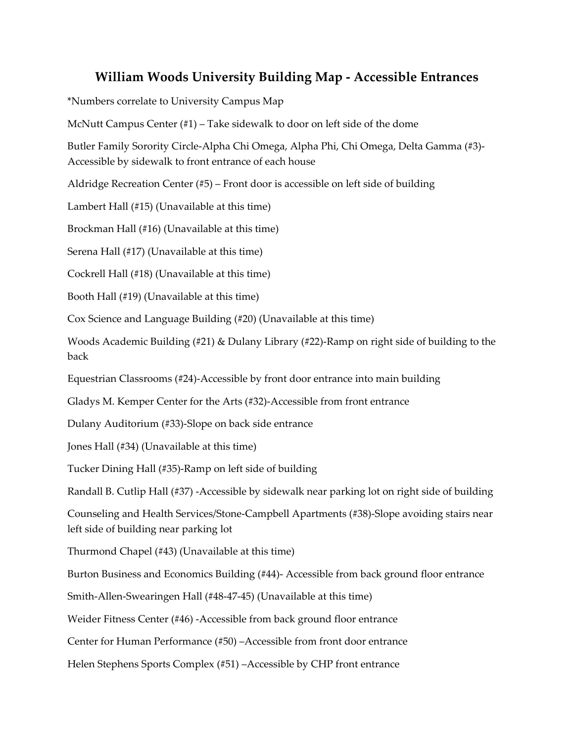# William Woods University Building Map - Accessible Entrances

*Numbers correlate to University Campus Map

McNutt Campus Center (#1) – Take sidewalk to door on left side of the dome

Butler Family Sorority Circle-Alpha Chi Omega, Alpha Phi, Chi Omega, Delta Gamma (#3)-Accessible by sidewalk to front entrance of each house

Aldridge Recreation Center (#5) – Front door is accessible on left side of building

Lambert Hall (#15) (Unavailable at this time)

Brockman Hall (#16) (Unavailable at this time)

Serena Hall (#17) (Unavailable at this time)

Cockrell Hall (#18) (Unavailable at this time)

Booth Hall (#19) (Unavailable at this time)

Cox Science and Language Building (#20) (Unavailable at this time)

Woods Academic Building (#21) & Dulany Library (#22)-Ramp on right side of building to the back

Equestrian Classrooms (#24)-Accessible by front door entrance into main building

Gladys M. Kemper Center for the Arts (#32)-Accessible from front entrance

Dulany Auditorium (#33)-Slope on back side entrance

Jones Hall (#34) (Unavailable at this time)

Tucker Dining Hall (#35)-Ramp on left side of building

Randall B. Cutlip Hall (#37) -Accessible by sidewalk near parking lot on right side of building

Counseling and Health Services/Stone-Campbell Apartments (#38)-Slope avoiding stairs near left side of building near parking lot

Thurmond Chapel (#43) (Unavailable at this time)

Burton Business and Economics Building (#44)- Accessible from back ground floor entrance

Smith-Allen-Swearingen Hall (#48-47-45) (Unavailable at this time)

Weider Fitness Center (#46) -Accessible from back ground floor entrance

Center for Human Performance (#50) –Accessible from front door entrance

Helen Stephens Sports Complex (#51) –Accessible by CHP front entrance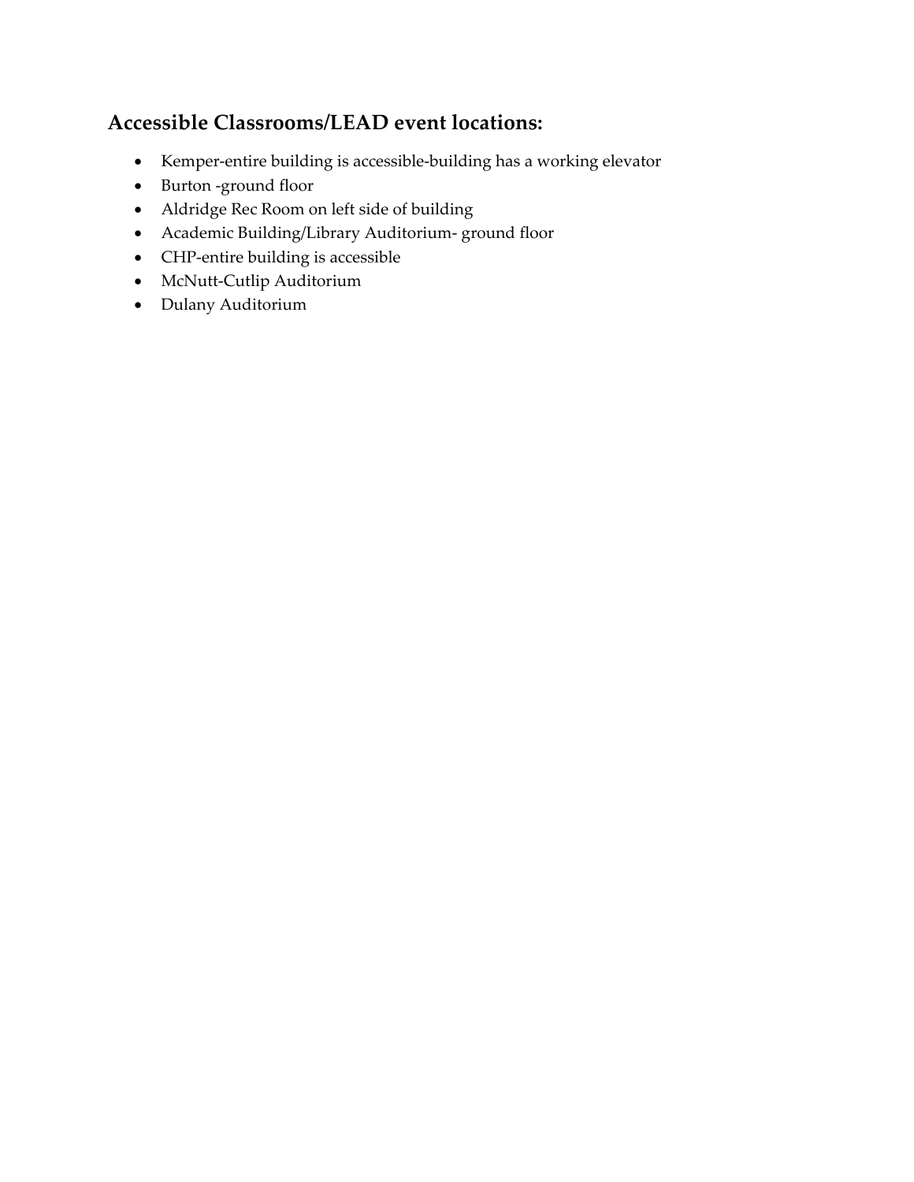### Accessible Classrooms/LEAD event locations:

- Kemper-entire building is accessible-building has a working elevator
- Burton -ground floor
- Aldridge Rec Room on left side of building
- Academic Building/Library Auditorium- ground floor
- CHP-entire building is accessible
- McNutt-Cutlip Auditorium
- Dulany Auditorium